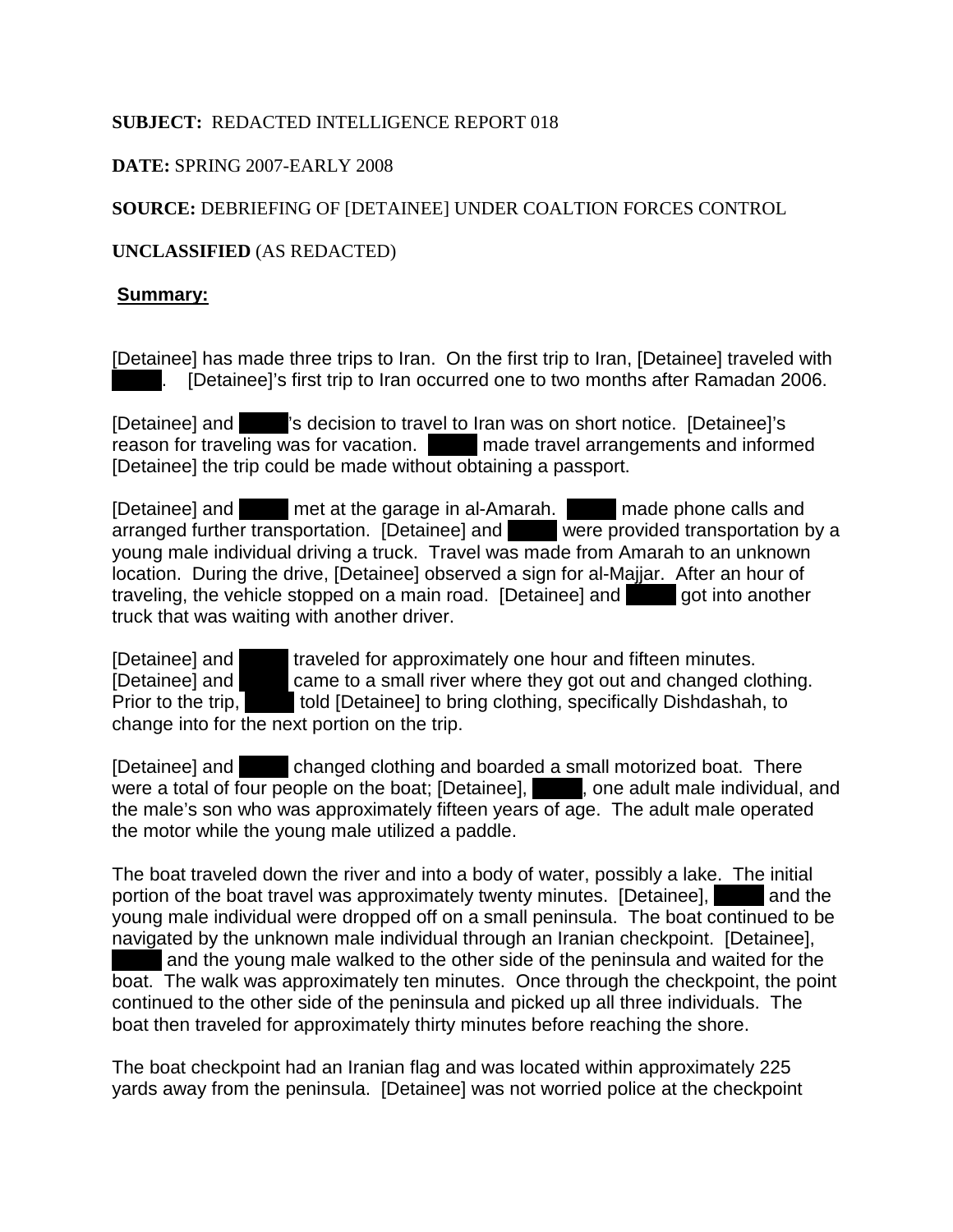**SUBJECT:** REDACTED INTELLIGENCE REPORT 018

**DATE:** SPRING 2007-EARLY 2008

**SOURCE:** DEBRIEFING OF [DETAINEE] UNDER COALTION FORCES CONTROL

**UNCLASSIFIED** (AS REDACTED)

**Summary:**

[Detainee] has made three trips to Iran. On the first trip to Iran, [Detainee] traveled with ███. [Detainee]'s first trip to Iran occurred one to two months after Ramadan 2006.

[Detainee] and ███'s decision to travel to Iran was on short notice. [Detainee]'s reason for traveling was for vacation. ███ made travel arrangements and informed [Detainee] the trip could be made without obtaining a passport.

[Detainee] and ███ met at the garage in al-Amarah. ███ made phone calls and arranged further transportation. [Detainee] and ███ were provided transportation by a young male individual driving a truck. Travel was made from Amarah to an unknown location. During the drive, [Detainee] observed a sign for al-Majjar. After an hour of traveling, the vehicle stopped on a main road. [Detainee] and ███ got into another truck that was waiting with another driver.

[Detainee] and ███ traveled for approximately one hour and fifteen minutes. [Detainee] and ███ came to a small river where they got out and changed clothing. Prior to the trip, ███ told [Detainee] to bring clothing, specifically Dishdashah, to change into for the next portion on the trip.

[Detainee] and ███ changed clothing and boarded a small motorized boat. There were a total of four people on the boat; [Detainee], ███, one adult male individual, and the male's son who was approximately fifteen years of age. The adult male operated the motor while the young male utilized a paddle.

The boat traveled down the river and into a body of water, possibly a lake. The initial portion of the boat travel was approximately twenty minutes. [Detainee], ███ and the young male individual were dropped off on a small peninsula. The boat continued to be navigated by the unknown male individual through an Iranian checkpoint. [Detainee], ███ and the young male walked to the other side of the peninsula and waited for the boat. The walk was approximately ten minutes. Once through the checkpoint, the point continued to the other side of the peninsula and picked up all three individuals. The boat then traveled for approximately thirty minutes before reaching the shore.

The boat checkpoint had an Iranian flag and was located within approximately 225 yards away from the peninsula. [Detainee] was not worried police at the checkpoint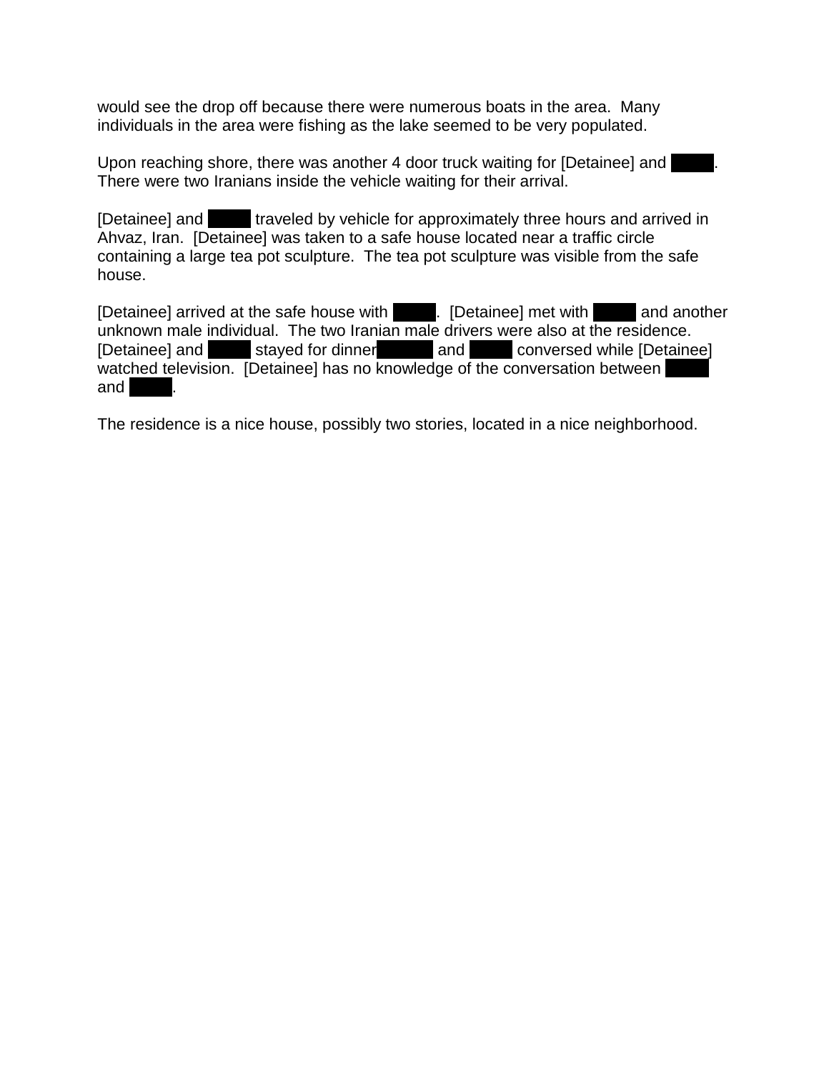would see the drop off because there were numerous boats in the area. Many individuals in the area were fishing as the lake seemed to be very populated.

Upon reaching shore, there was another 4 door truck waiting for [Detainee] and ████. There were two Iranians inside the vehicle waiting for their arrival.

[Detainee] and ████ traveled by vehicle for approximately three hours and arrived in Ahvaz, Iran. [Detainee] was taken to a safe house located near a traffic circle containing a large tea pot sculpture. The tea pot sculpture was visible from the safe house.

[Detainee] arrived at the safe house with ████. [Detainee] met with ████ and another unknown male individual. The two Iranian male drivers were also at the residence. [Detainee] and ████ stayed for dinner████ and ████ conversed while [Detainee] watched television. [Detainee] has no knowledge of the conversation between ████ and ████.

The residence is a nice house, possibly two stories, located in a nice neighborhood.